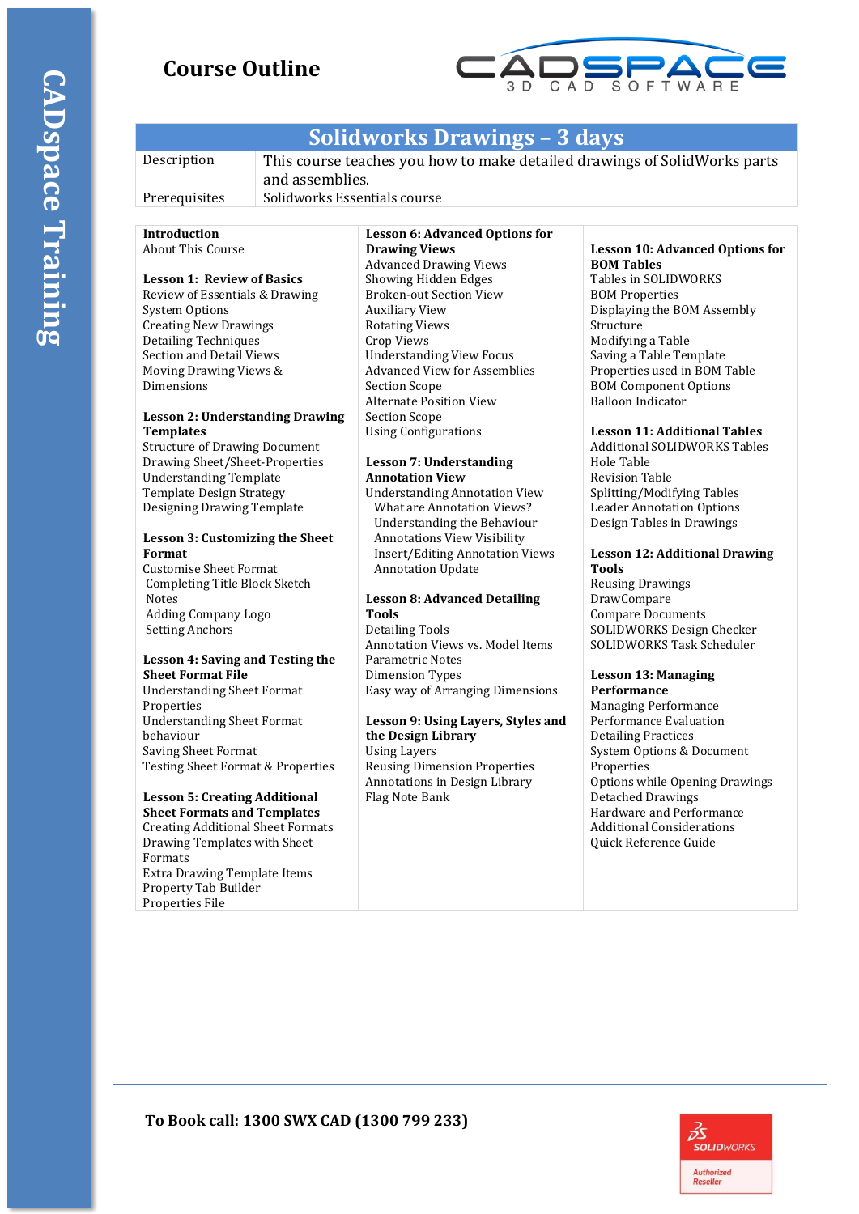# Course Outline

CADspace Training

## Solidworks Drawings – 3 days

| | |
|---|---|
| Description | This course teaches you how to make detailed drawings of SolidWorks parts and assemblies. |
| Prerequisites | Solidworks Essentials course |

**Introduction**
About This Course

**Lesson 1: Review of Basics**
Review of Essentials & Drawing System Options
Creating New Drawings
Detailing Techniques
Section and Detail Views
Moving Drawing Views & Dimensions

**Lesson 2: Understanding Drawing Templates**
Structure of Drawing Document
Drawing Sheet/Sheet-Properties
Understanding Template
Template Design Strategy
Designing Drawing Template

**Lesson 3: Customizing the Sheet Format**
Customise Sheet Format
Completing Title Block Sketch
Notes
Adding Company Logo
Setting Anchors

**Lesson 4: Saving and Testing the Sheet Format File**
Understanding Sheet Format Properties
Understanding Sheet Format behaviour
Saving Sheet Format
Testing Sheet Format & Properties

**Lesson 5: Creating Additional Sheet Formats and Templates**
Creating Additional Sheet Formats
Drawing Templates with Sheet Formats
Extra Drawing Template Items
Property Tab Builder
Properties File

**Lesson 6: Advanced Options for Drawing Views**
Advanced Drawing Views
Showing Hidden Edges
Broken-out Section View
Auxiliary View
Rotating Views
Crop Views
Understanding View Focus
Advanced View for Assemblies
Section Scope
Alternate Position View
Section Scope
Using Configurations

**Lesson 7: Understanding Annotation View**
Understanding Annotation View
What are Annotation Views?
Understanding the Behaviour
Annotations View Visibility
Insert/Editing Annotation Views
Annotation Update

**Lesson 8: Advanced Detailing Tools**
Detailing Tools
Annotation Views vs. Model Items
Parametric Notes
Dimension Types
Easy way of Arranging Dimensions

**Lesson 9: Using Layers, Styles and the Design Library**
Using Layers
Reusing Dimension Properties
Annotations in Design Library
Flag Note Bank

**Lesson 10: Advanced Options for BOM Tables**
Tables in SOLIDWORKS
BOM Properties
Displaying the BOM Assembly Structure
Modifying a Table
Saving a Table Template
Properties used in BOM Table
BOM Component Options
Balloon Indicator

**Lesson 11: Additional Tables**
Additional SOLIDWORKS Tables
Hole Table
Revision Table
Splitting/Modifying Tables
Leader Annotation Options
Design Tables in Drawings

**Lesson 12: Additional Drawing Tools**
Reusing Drawings
DrawCompare
Compare Documents
SOLIDWORKS Design Checker
SOLIDWORKS Task Scheduler

**Lesson 13: Managing Performance**
Managing Performance
Performance Evaluation
Detailing Practices
System Options & Document Properties
Options while Opening Drawings
Detached Drawings
Hardware and Performance
Additional Considerations
Quick Reference Guide

**To Book call: 1300 SWX CAD (1300 799 233)**

SOLIDWORKS Authorized Reseller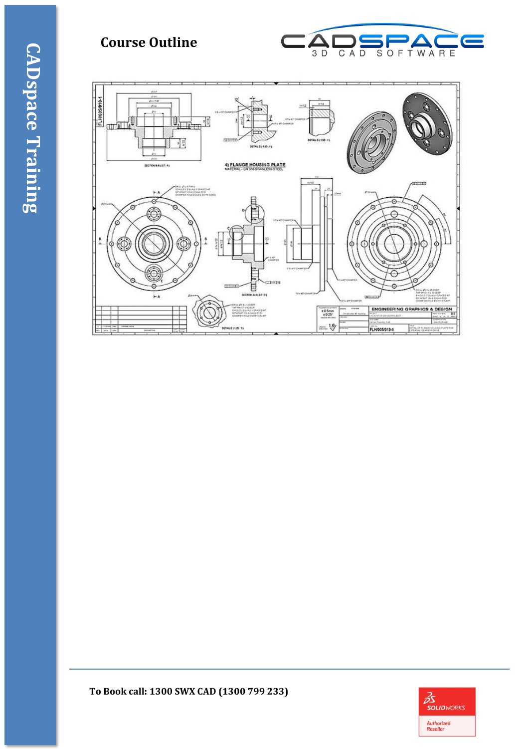# Course Outline

To Book call: 1300 SWX CAD (1300 799 233)